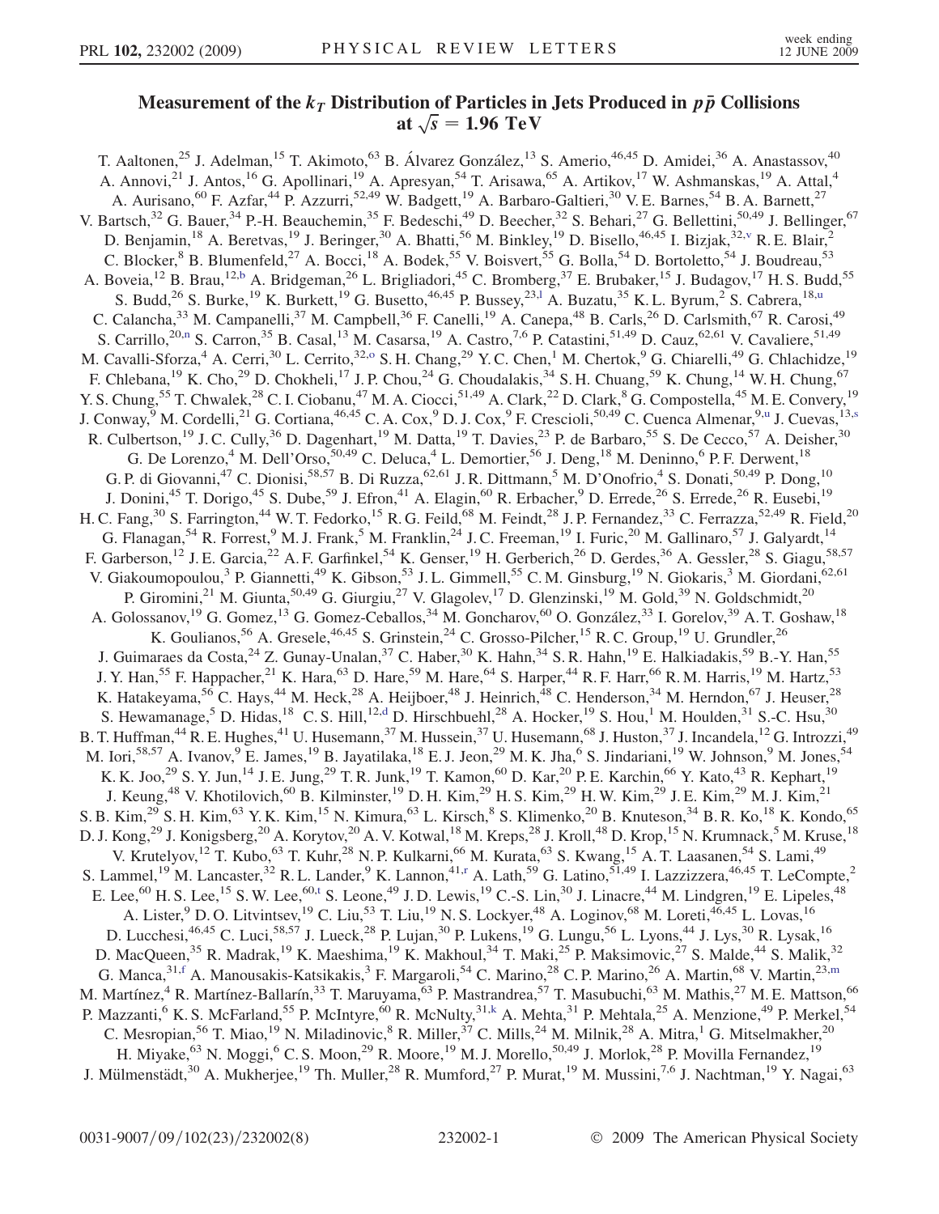# Measurement of the $k_T$ Distribution of Particles in Jets Produced in $p\bar{p}$ Collisions at $\sqrt{s} = 1.96$ TeV

T. Aaltonen,[25] J. Adelman,[15] T. Akimoto,[63] B. Álvarez González,[13] S. Amerio,[46,45] D. Amidei,[36] A. Anastassov,[40] A. Annovi,[21] J. Antos,[16] G. Apollinari,[19] A. Apresyan,[54] T. Arisawa,[65] A. Artikov,[17] W. Ashmanskas,[19] A. Attal,[4] A. Aurisano,[60] F. Azfar,[44] P. Azzurri,[52,49] W. Badgett,[19] A. Barbaro-Galtieri,[30] V.E. Barnes,[54] B.A. Barnett,[27] V. Bartsch,[32] G. Bauer,[34] P.-H. Beauchemin,[35] F. Bedeschi,[49] D. Beecher,[32] S. Behari,[27] G. Bellettini,[50,49] J. Bellinger,[67] D. Benjamin,[18] A. Beretvas,[19] J. Beringer,[30] A. Bhatti,[56] M. Binkley,[19] D. Bisello,[46,45] I. Bizjak,[32,v] R.E. Blair,[2] C. Blocker,[8] B. Blumenfeld,[27] A. Bocci,[18] A. Bodek,[55] V. Boisvert,[55] G. Bolla,[54] D. Bortoletto,[54] J. Boudreau,[53] A. Boveia,[12] B. Brau,[12,b] A. Bridgeman,[26] L. Brigliadori,[45] C. Bromberg,[37] E. Brubaker,[15] J. Budagov,[17] H.S. Budd,[55] S. Budd,[26] S. Burke,[19] K. Burkett,[19] G. Busetto,[46,45] P. Bussey,[23,l] A. Buzatu,[35] K.L. Byrum,[2] S. Cabrera,[18,u] C. Calancha,[33] M. Campanelli,[37] M. Campbell,[36] F. Canelli,[19] A. Canepa,[48] B. Carls,[26] D. Carlsmith,[67] R. Carosi,[49] S. Carrillo,[20,n] S. Carron,[35] B. Casal,[13] M. Casarsa,[19] A. Castro,[7,6] P. Catastini,[51,49] D. Cauz,[62,61] V. Cavaliere,[51,49] M. Cavalli-Sforza,[4] A. Cerri,[30] L. Cerrito,[32,o] S.H. Chang,[29] Y.C. Chen,[1] M. Chertok,[9] G. Chiarelli,[49] G. Chlachidze,[19] F. Chlebana,[19] K. Cho,[29] D. Chokheli,[17] J.P. Chou,[24] G. Choudalakis,[34] S.H. Chuang,[59] K. Chung,[14] W.H. Chung,[67] Y.S. Chung,[55] T. Chwalek,[28] C.I. Ciobanu,[47] M.A. Ciocci,[51,49] A. Clark,[22] D. Clark,[8] G. Compostella,[45] M.E. Convery,[19] J. Conway,[9] M. Cordelli,[21] G. Cortiana,[46,45] C.A. Cox,[9] D.J. Cox,[9] F. Crescioli,[50,49] C. Cuenca Almenar,[9,u] J. Cuevas,[13,s] R. Culbertson,[19] J.C. Cully,[36] D. Dagenhart,[19] M. Datta,[19] T. Davies,[23] P. de Barbaro,[55] S. De Cecco,[57] A. Deisher,[30] G. De Lorenzo,[4] M. Dell'Orso,[50,49] C. Deluca,[4] L. Demortier,[56] J. Deng,[18] M. Deninno,[6] P.F. Derwent,[18] G.P. di Giovanni,[47] C. Dionisi,[58,57] B. Di Ruzza,[62,61] J.R. Dittmann,[5] M. D'Onofrio,[4] S. Donati,[50,49] P. Dong,[10] J. Donini,[45] T. Dorigo,[45] S. Dube,[59] J. Efron,[41] A. Elagin,[60] R. Erbacher,[9] D. Errede,[26] S. Errede,[26] R. Eusebi,[19] H.C. Fang,[30] S. Farrington,[44] W.T. Fedorko,[15] R.G. Feild,[68] M. Feindt,[28] J.P. Fernandez,[33] C. Ferrazza,[52,49] R. Field,[20] G. Flanagan,[54] R. Forrest,[9] M.J. Frank,[5] M. Franklin,[24] J.C. Freeman,[19] I. Furic,[20] M. Gallinaro,[57] J. Galyardt,[14] F. Garberson,[12] J.E. Garcia,[22] A.F. Garfinkel,[54] K. Genser,[19] H. Gerberich,[26] D. Gerdes,[36] A. Gessler,[28] S. Giagu,[58,57] V. Giakoumopoulou,[3] P. Giannetti,[49] K. Gibson,[53] J.L. Gimmell,[55] C.M. Ginsburg,[19] N. Giokaris,[3] M. Giordani,[62,61] P. Giromini,[21] M. Giunta,[50,49] G. Giurgiu,[27] V. Glagolev,[17] D. Glenzinski,[19] M. Gold,[39] N. Goldschmidt,[20] A. Golossanov,[19] G. Gomez,[13] G. Gomez-Ceballos,[34] M. Goncharov,[60] O. González,[33] I. Gorelov,[39] A.T. Goshaw,[18] K. Goulianos,[56] A. Gresele,[46,45] S. Grinstein,[24] C. Grosso-Pilcher,[15] R.C. Group,[19] U. Grundler,[26] J. Guimaraes da Costa,[24] Z. Gunay-Unalan,[37] C. Haber,[30] K. Hahn,[34] S.R. Hahn,[19] E. Halkiadakis,[59] B.-Y. Han,[55] J.Y. Han,[55] F. Happacher,[21] K. Hara,[63] D. Hare,[59] M. Hare,[64] S. Harper,[44] R.F. Harr,[66] R.M. Harris,[19] M. Hartz,[53] K. Hatakeyama,[56] C. Hays,[44] M. Heck,[28] A. Heijboer,[48] J. Heinrich,[48] C. Henderson,[34] M. Herndon,[67] J. Heuser,[28] S. Hewamanage,[5] D. Hidas,[18] C.S. Hill,[12,d] D. Hirschbuehl,[28] A. Hocker,[19] S. Hou,[1] M. Houlden,[31] S.-C. Hsu,[30] B.T. Huffman,[44] R.E. Hughes,[41] U. Husemann,[37] M. Hussein,[37] U. Husemann,[68] J. Huston,[37] J. Incandela,[12] G. Introzzi,[49] M. Iori,[58,57] A. Ivanov,[9] E. James,[19] B. Jayatilaka,[18] E.J. Jeon,[29] M.K. Jha,[6] S. Jindariani,[19] W. Johnson,[9] M. Jones,[54] K.K. Joo,[29] S.Y. Jun,[14] J.E. Jung,[29] T.R. Junk,[19] T. Kamon,[60] D. Kar,[20] P.E. Karchin,[66] Y. Kato,[43] R. Kephart,[19] J. Keung,[48] V. Khotilovich,[60] B. Kilminster,[19] D.H. Kim,[29] H.S. Kim,[29] H.W. Kim,[29] J.E. Kim,[29] M.J. Kim,[21] S.B. Kim,[29] S.H. Kim,[63] Y.K. Kim,[15] N. Kimura,[63] L. Kirsch,[8] S. Klimenko,[20] B. Knuteson,[34] B.R. Ko,[18] K. Kondo,[65] D.J. Kong,[29] J. Konigsberg,[20] A. Korytov,[20] A.V. Kotwal,[18] M. Kreps,[28] J. Kroll,[48] D. Krop,[15] N. Krumnack,[5] M. Kruse,[18] V. Krutelyov,[12] T. Kubo,[63] T. Kuhr,[28] N.P. Kulkarni,[66] M. Kurata,[63] S. Kwang,[15] A.T. Laasanen,[54] S. Lami,[49] S. Lammel,[19] M. Lancaster,[32] R.L. Lander,[9] K. Lannon,[41,r] A. Lath,[59] G. Latino,[51,49] I. Lazzizzera,[46,45] T. LeCompte,[2] E. Lee,[60] H.S. Lee,[15] S.W. Lee,[60,t] S. Leone,[49] J.D. Lewis,[19] C.-S. Lin,[30] J. Linacre,[44] M. Lindgren,[19] E. Lipeles,[48] A. Lister,[9] D.O. Litvintsev,[19] C. Liu,[53] T. Liu,[19] N.S. Lockyer,[48] A. Loginov,[68] M. Loreti,[46,45] L. Lovas,[16] D. Lucchesi,[46,45] C. Luci,[58,57] J. Lueck,[28] P. Lujan,[30] P. Lukens,[19] G. Lungu,[56] L. Lyons,[44] J. Lys,[30] R. Lysak,[16] D. MacQueen,[35] R. Madrak,[19] K. Maeshima,[19] K. Makhoul,[34] T. Maki,[25] P. Maksimovic,[27] S. Malde,[44] S. Malik,[32] G. Manca,[31,f] A. Manousakis-Katsikakis,[3] F. Margaroli,[54] C. Marino,[28] C.P. Marino,[26] A. Martin,[68] V. Martin,[23,m] M. Martínez,[4] R. Martínez-Ballarín,[33] T. Maruyama,[63] P. Mastrandrea,[57] T. Masubuchi,[63] M. Mathis,[27] M.E. Mattson,[66] P. Mazzanti,[6] K.S. McFarland,[55] P. McIntyre,[60] R. McNulty,[31,k] A. Mehta,[31] P. Mehtala,[25] A. Menzione,[49] P. Merkel,[54] C. Mesropian,[56] T. Miao,[19] N. Miladinovic,[8] R. Miller,[37] C. Mills,[24] M. Milnik,[28] A. Mitra,[1] G. Mitselmakher,[20] H. Miyake,[63] N. Moggi,[6] C.S. Moon,[29] R. Moore,[19] M.J. Morello,[50,49] J. Morlok,[28] P. Movilla Fernandez,[19] J. Mülmenstädt,[30] A. Mukherjee,[19] Th. Muller,[28] R. Mumford,[27] P. Murat,[19] M. Mussini,[7,6] J. Nachtman,[19] Y. Nagai,[63]

0031-9007/09/102(23)/232002(8) © 2009 The American Physical Society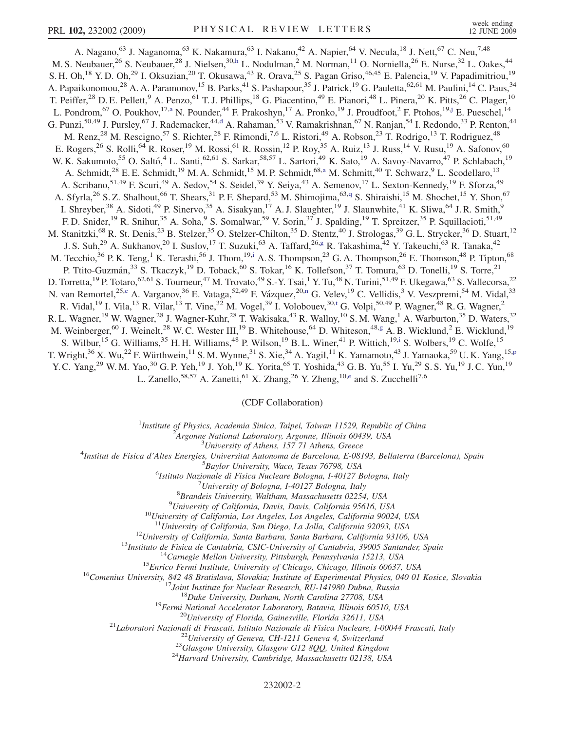A. Nagano,[63] J. Naganoma,[63] K. Nakamura,[63] I. Nakano,[42] A. Napier,[64] V. Necula,[18] J. Nett,[67] C. Neu,[7,48] M. S. Neubauer,[26] S. Neubauer,[28] J. Nielsen,[30,h] L. Nodulman,[2] M. Norman,[11] O. Norniella,[26] E. Nurse,[32] L. Oakes,[44] S. H. Oh,[18] Y. D. Oh,[29] I. Oksuzian,[20] T. Okusawa,[43] R. Orava,[25] S. Pagan Griso,[46,45] E. Palencia,[19] V. Papadimitriou,[19] A. Papaikonomou,[28] A. A. Paramonov,[15] B. Parks,[41] S. Pashapour,[35] J. Patrick,[19] G. Pauletta,[62,61] M. Paulini,[14] C. Paus,[34] T. Peiffer,[28] D. E. Pellett,[9] A. Penzo,[61] T. J. Phillips,[18] G. Piacentino,[49] E. Pianori,[48] L. Pinera,[20] K. Pitts,[26] C. Plager,[10] L. Pondrom,[67] O. Poukhov,[17,a] N. Pounder,[44] F. Prakoshyn,[17] A. Pronko,[19] J. Proudfoot,[2] F. Ptohos,[19,j] E. Pueschel,[14] G. Punzi,[50,49] J. Pursley,[67] J. Rademacker,[44,d] A. Rahaman,[53] V. Ramakrishnan,[67] N. Ranjan,[54] I. Redondo,[33] P. Renton,[44] M. Renz,[28] M. Rescigno,[57] S. Richter,[28] F. Rimondi,[7,6] L. Ristori,[49] A. Robson,[23] T. Rodrigo,[13] T. Rodriguez,[48] E. Rogers,[26] S. Rolli,[64] R. Roser,[19] M. Rossi,[61] R. Rossin,[12] P. Roy,[35] A. Ruiz,[13] J. Russ,[14] V. Rusu,[19] A. Safonov,[60] W. K. Sakumoto,[55] O. Saltó,[4] L. Santi,[62,61] S. Sarkar,[58,57] L. Sartori,[49] K. Sato,[19] A. Savoy-Navarro,[47] P. Schlabach,[19] A. Schmidt,[28] E. E. Schmidt,[19] M. A. Schmidt,[15] M. P. Schmidt,[68,a] M. Schmitt,[40] T. Schwarz,[9] L. Scodellaro,[13] A. Scribano,[51,49] F. Scuri,[49] A. Sedov,[54] S. Seidel,[39] Y. Seiya,[43] A. Semenov,[17] L. Sexton-Kennedy,[19] F. Sforza,[49] A. Sfyrla,[26] S. Z. Shalhout,[66] T. Shears,[31] P. F. Shepard,[53] M. Shimojima,[63,q] S. Shiraishi,[15] M. Shochet,[15] Y. Shon,[67] I. Shreyber,[38] A. Sidoti,[49] P. Sinervo,[35] A. Sisakyan,[17] A. J. Slaughter,[19] J. Slaunwhite,[41] K. Sliwa,[64] J. R. Smith,[9] F. D. Snider,[19] R. Snihur,[35] A. Soha,[9] S. Somalwar,[59] V. Sorin,[37] J. Spalding,[19] T. Spreitzer,[35] P. Squillacioti,[51,49] M. Stanitzki,[68] R. St. Denis,[23] B. Stelzer,[35] O. Stelzer-Chilton,[35] D. Stentz,[40] J. Strologas,[39] G. L. Strycker,[36] D. Stuart,[12] J. S. Suh,[29] A. Sukhanov,[20] I. Suslov,[17] T. Suzuki,[63] A. Taffard,[26,g] R. Takashima,[42] Y. Takeuchi,[63] R. Tanaka,[42] M. Tecchio,[36] P. K. Teng,[1] K. Terashi,[56] J. Thom,[19,i] A. S. Thompson,[23] G. A. Thompson,[26] E. Thomson,[48] P. Tipton,[68] P. Ttito-Guzmán,[33] S. Tkaczyk,[19] D. Toback,[60] S. Tokar,[16] K. Tollefson,[37] T. Tomura,[63] D. Tonelli,[19] S. Torre,[21] D. Torretta,[19] P. Totaro,[62,61] S. Tourneur,[47] M. Trovato,[49] S.-Y. Tsai,[1] Y. Tu,[48] N. Turini,[51,49] F. Ukegawa,[63] S. Vallecorsa,[22] N. van Remortel,[25,c] A. Varganov,[36] E. Vataga,[52,49] F. Vázquez,[20,n] G. Velev,[19] C. Vellidis,[3] V. Veszpremi,[54] M. Vidal,[33] R. Vidal,[19] I. Vila,[13] R. Vilar,[13] T. Vine,[32] M. Vogel,[39] I. Volobouev,[30,t] G. Volpi,[50,49] P. Wagner,[48] R. G. Wagner,[2] R. L. Wagner,[19] W. Wagner,[28] J. Wagner-Kuhr,[28] T. Wakisaka,[43] R. Wallny,[10] S. M. Wang,[1] A. Warburton,[35] D. Waters,[32] M. Weinberger,[60] J. Weinelt,[28] W. C. Wester III,[19] B. Whitehouse,[64] D. Whiteson,[48,g] A. B. Wicklund,[2] E. Wicklund,[19] S. Wilbur,[15] G. Williams,[35] H. H. Williams,[48] P. Wilson,[19] B. L. Winer,[41] P. Wittich,[19,i] S. Wolbers,[19] C. Wolfe,[15] T. Wright,[36] X. Wu,[22] F. Würthwein,[11] S. M. Wynne,[31] S. Xie,[34] A. Yagil,[11] K. Yamamoto,[43] J. Yamaoka,[59] U. K. Yang,[15,p] Y. C. Yang,[29] W. M. Yao,[30] G. P. Yeh,[19] J. Yoh,[19] K. Yorita,[65] T. Yoshida,[43] G. B. Yu,[55] I. Yu,[29] S. S. Yu,[19] J. C. Yun,[19] L. Zanello,[58,57] A. Zanetti,[61] X. Zhang,[26] Y. Zheng,[10,e] and S. Zucchelli[7,6]

(CDF Collaboration)

[1]*Institute of Physics, Academia Sinica, Taipei, Taiwan 11529, Republic of China*
[2]*Argonne National Laboratory, Argonne, Illinois 60439, USA*
[3]*University of Athens, 157 71 Athens, Greece*
[4]*Institut de Fisica d'Altes Energies, Universitat Autonoma de Barcelona, E-08193, Bellaterra (Barcelona), Spain*
[5]*Baylor University, Waco, Texas 76798, USA*
[6]*Istituto Nazionale di Fisica Nucleare Bologna, I-40127 Bologna, Italy*
[7]*University of Bologna, I-40127 Bologna, Italy*
[8]*Brandeis University, Waltham, Massachusetts 02254, USA*
[9]*University of California, Davis, Davis, California 95616, USA*
[10]*University of California, Los Angeles, Los Angeles, California 90024, USA*
[11]*University of California, San Diego, La Jolla, California 92093, USA*
[12]*University of California, Santa Barbara, Santa Barbara, California 93106, USA*
[13]*Instituto de Fisica de Cantabria, CSIC-University of Cantabria, 39005 Santander, Spain*
[14]*Carnegie Mellon University, Pittsburgh, Pennsylvania 15213, USA*
[15]*Enrico Fermi Institute, University of Chicago, Chicago, Illinois 60637, USA*
[16]*Comenius University, 842 48 Bratislava, Slovakia; Institute of Experimental Physics, 040 01 Kosice, Slovakia*
[17]*Joint Institute for Nuclear Research, RU-141980 Dubna, Russia*
[18]*Duke University, Durham, North Carolina 27708, USA*
[19]*Fermi National Accelerator Laboratory, Batavia, Illinois 60510, USA*
[20]*University of Florida, Gainesville, Florida 32611, USA*
[21]*Laboratori Nazionali di Frascati, Istituto Nazionale di Fisica Nucleare, I-00044 Frascati, Italy*
[22]*University of Geneva, CH-1211 Geneva 4, Switzerland*
[23]*Glasgow University, Glasgow G12 8QQ, United Kingdom*
[24]*Harvard University, Cambridge, Massachusetts 02138, USA*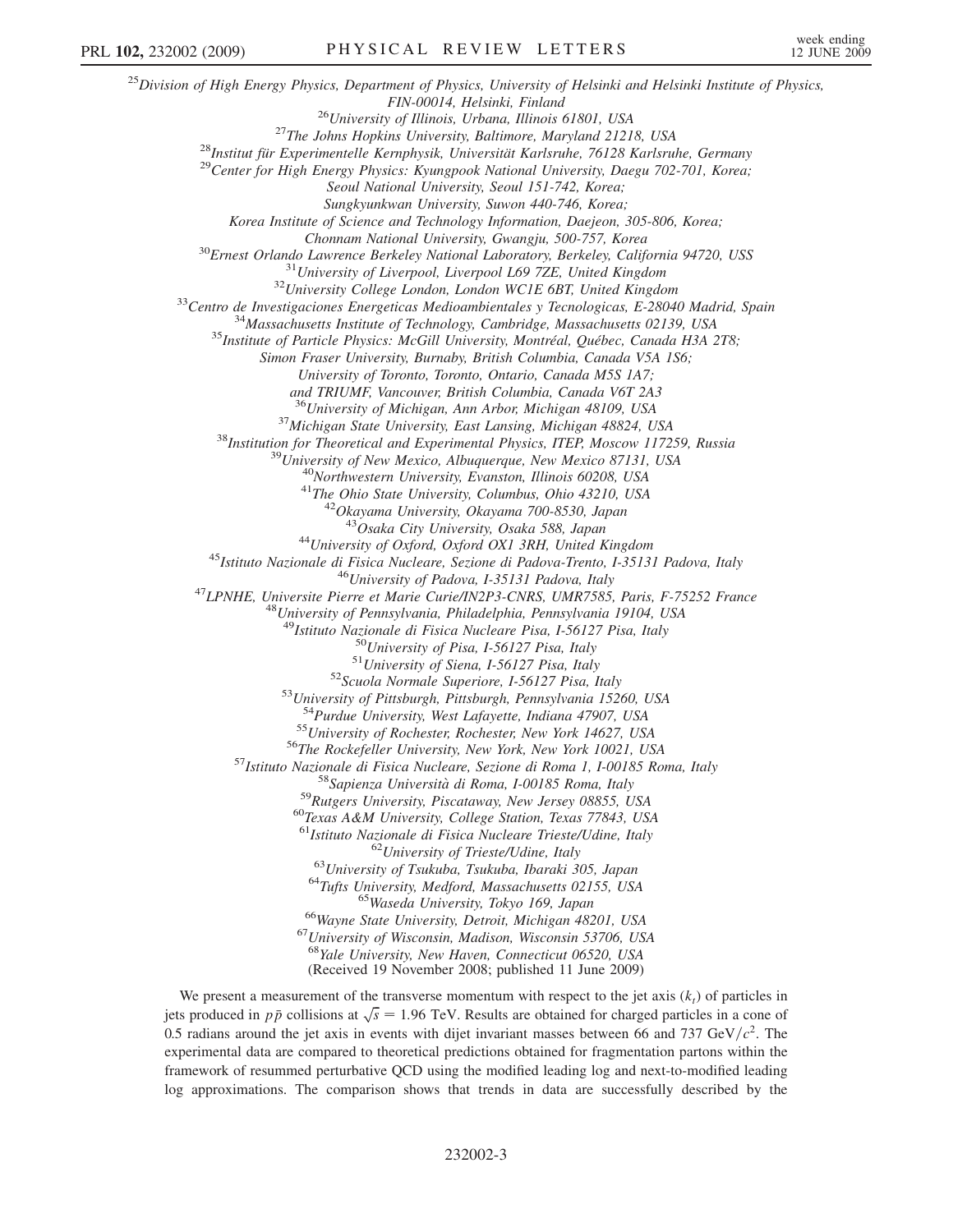[25]Division of High Energy Physics, Department of Physics, University of Helsinki and Helsinki Institute of Physics, FIN-00014, Helsinki, Finland

[26]University of Illinois, Urbana, Illinois 61801, USA

[27]The Johns Hopkins University, Baltimore, Maryland 21218, USA

[28]Institut für Experimentelle Kernphysik, Universität Karlsruhe, 76128 Karlsruhe, Germany

[29]Center for High Energy Physics: Kyungpook National University, Daegu 702-701, Korea; Seoul National University, Seoul 151-742, Korea; Sungkyunkwan University, Suwon 440-746, Korea; Korea Institute of Science and Technology Information, Daejeon, 305-806, Korea; Chonnam National University, Gwangju, 500-757, Korea

[30]Ernest Orlando Lawrence Berkeley National Laboratory, Berkeley, California 94720, USS

[31]University of Liverpool, Liverpool L69 7ZE, United Kingdom

[32]University College London, London WC1E 6BT, United Kingdom

[33]Centro de Investigaciones Energeticas Medioambientales y Tecnologicas, E-28040 Madrid, Spain

[34]Massachusetts Institute of Technology, Cambridge, Massachusetts 02139, USA

[35]Institute of Particle Physics: McGill University, Montréal, Québec, Canada H3A 2T8; Simon Fraser University, Burnaby, British Columbia, Canada V5A 1S6; University of Toronto, Toronto, Ontario, Canada M5S 1A7; and TRIUMF, Vancouver, British Columbia, Canada V6T 2A3

[36]University of Michigan, Ann Arbor, Michigan 48109, USA

[37]Michigan State University, East Lansing, Michigan 48824, USA

[38]Institution for Theoretical and Experimental Physics, ITEP, Moscow 117259, Russia

[39]University of New Mexico, Albuquerque, New Mexico 87131, USA

[40]Northwestern University, Evanston, Illinois 60208, USA

[41]The Ohio State University, Columbus, Ohio 43210, USA

[42]Okayama University, Okayama 700-8530, Japan

[43]Osaka City University, Osaka 588, Japan

[44]University of Oxford, Oxford OX1 3RH, United Kingdom

[45]Istituto Nazionale di Fisica Nucleare, Sezione di Padova-Trento, I-35131 Padova, Italy

[46]University of Padova, I-35131 Padova, Italy

[47]LPNHE, Universite Pierre et Marie Curie/IN2P3-CNRS, UMR7585, Paris, F-75252 France

[48]University of Pennsylvania, Philadelphia, Pennsylvania 19104, USA

[49]Istituto Nazionale di Fisica Nucleare Pisa, I-56127 Pisa, Italy

[50]University of Pisa, I-56127 Pisa, Italy

[51]University of Siena, I-56127 Pisa, Italy

[52]Scuola Normale Superiore, I-56127 Pisa, Italy

[53]University of Pittsburgh, Pittsburgh, Pennsylvania 15260, USA

[54]Purdue University, West Lafayette, Indiana 47907, USA

[55]University of Rochester, Rochester, New York 14627, USA

[56]The Rockefeller University, New York, New York 10021, USA

[57]Istituto Nazionale di Fisica Nucleare, Sezione di Roma 1, I-00185 Roma, Italy

[58]Sapienza Università di Roma, I-00185 Roma, Italy

[59]Rutgers University, Piscataway, New Jersey 08855, USA

[60]Texas A&M University, College Station, Texas 77843, USA

[61]Istituto Nazionale di Fisica Nucleare Trieste/Udine, Italy

[62]University of Trieste/Udine, Italy

[63]University of Tsukuba, Tsukuba, Ibaraki 305, Japan

[64]Tufts University, Medford, Massachusetts 02155, USA

[65]Waseda University, Tokyo 169, Japan

[66]Wayne State University, Detroit, Michigan 48201, USA

[67]University of Wisconsin, Madison, Wisconsin 53706, USA

[68]Yale University, New Haven, Connecticut 06520, USA

(Received 19 November 2008; published 11 June 2009)

We present a measurement of the transverse momentum with respect to the jet axis ($k_t$) of particles in jets produced in $p\bar{p}$ collisions at $\sqrt{s} = 1.96$ TeV. Results are obtained for charged particles in a cone of 0.5 radians around the jet axis in events with dijet invariant masses between 66 and 737 GeV/$c^2$. The experimental data are compared to theoretical predictions obtained for fragmentation partons within the framework of resummed perturbative QCD using the modified leading log and next-to-modified leading log approximations. The comparison shows that trends in data are successfully described by the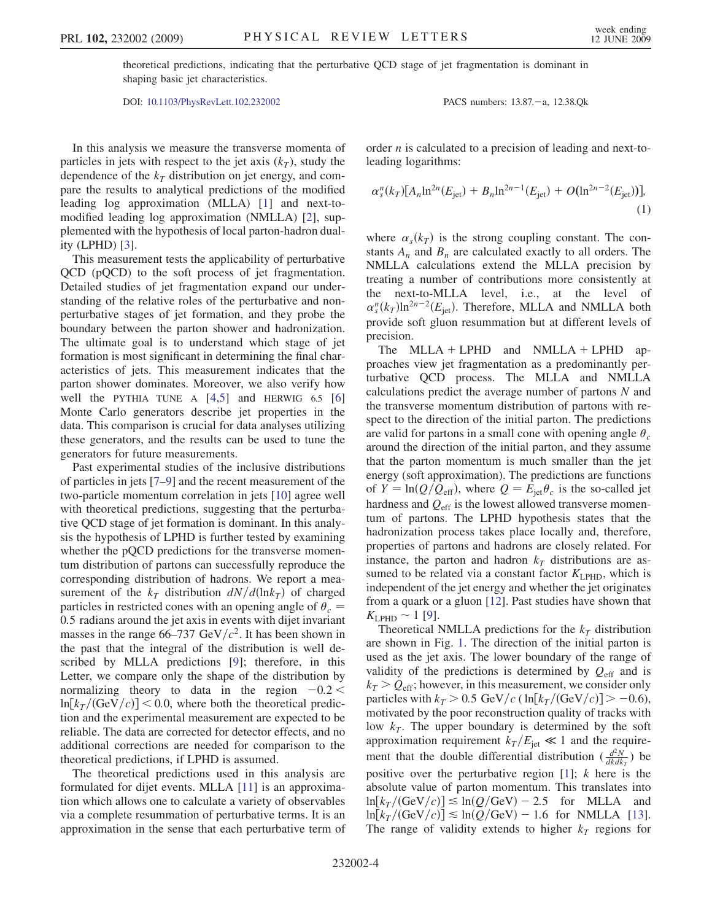theoretical predictions, indicating that the perturbative QCD stage of jet fragmentation is dominant in shaping basic jet characteristics.

DOI: 10.1103/PhysRevLett.102.232002 PACS numbers: 13.87.−a, 12.38.Qk

In this analysis we measure the transverse momenta of particles in jets with respect to the jet axis ($k_T$), study the dependence of the $k_T$ distribution on jet energy, and compare the results to analytical predictions of the modified leading log approximation (MLLA) [1] and next-to-modified leading log approximation (NMLLA) [2], supplemented with the hypothesis of local parton-hadron duality (LPHD) [3].

This measurement tests the applicability of perturbative QCD (pQCD) to the soft process of jet fragmentation. Detailed studies of jet fragmentation expand our understanding of the relative roles of the perturbative and nonperturbative stages of jet formation, and they probe the boundary between the parton shower and hadronization. The ultimate goal is to understand which stage of jet formation is most significant in determining the final characteristics of jets. This measurement indicates that the parton shower dominates. Moreover, we also verify how well the PYTHIA TUNE A [4,5] and HERWIG 6.5 [6] Monte Carlo generators describe jet properties in the data. This comparison is crucial for data analyses utilizing these generators, and the results can be used to tune the generators for future measurements.

Past experimental studies of the inclusive distributions of particles in jets [7–9] and the recent measurement of the two-particle momentum correlation in jets [10] agree well with theoretical predictions, suggesting that the perturbative QCD stage of jet formation is dominant. In this analysis the hypothesis of LPHD is further tested by examining whether the pQCD predictions for the transverse momentum distribution of partons can successfully reproduce the corresponding distribution of hadrons. We report a measurement of the $k_T$ distribution $dN/d(\ln k_T)$ of charged particles in restricted cones with an opening angle of $\theta_c = 0.5$ radians around the jet axis in events with dijet invariant masses in the range 66–737 GeV/$c^2$. It has been shown in the past that the integral of the distribution is well described by MLLA predictions [9]; therefore, in this Letter, we compare only the shape of the distribution by normalizing theory to data in the region $-0.2 < \ln[k_T/(\mathrm{GeV}/c)] < 0.0$, where both the theoretical prediction and the experimental measurement are expected to be reliable. The data are corrected for detector effects, and no additional corrections are needed for comparison to the theoretical predictions, if LPHD is assumed.

The theoretical predictions used in this analysis are formulated for dijet events. MLLA [11] is an approximation which allows one to calculate a variety of observables via a complete resummation of perturbative terms. It is an approximation in the sense that each perturbative term of order $n$ is calculated to a precision of leading and next-to-leading logarithms:

$$\alpha_s^n(k_T)[A_n \ln^{2n}(E_{\mathrm{jet}}) + B_n \ln^{2n-1}(E_{\mathrm{jet}}) + O(\ln^{2n-2}(E_{\mathrm{jet}}))], \tag{1}$$

where $\alpha_s(k_T)$ is the strong coupling constant. The constants $A_n$ and $B_n$ are calculated exactly to all orders. The NMLLA calculations extend the MLLA precision by treating a number of contributions more consistently at the next-to-MLLA level, i.e., at the level of $\alpha_s^n(k_T)\ln^{2n-2}(E_{\mathrm{jet}})$. Therefore, MLLA and NMLLA both provide soft gluon resummation but at different levels of precision.

The MLLA + LPHD and NMLLA + LPHD approaches view jet fragmentation as a predominantly perturbative QCD process. The MLLA and NMLLA calculations predict the average number of partons $N$ and the transverse momentum distribution of partons with respect to the direction of the initial parton. The predictions are valid for partons in a small cone with opening angle $\theta_c$ around the direction of the initial parton, and they assume that the parton momentum is much smaller than the jet energy (soft approximation). The predictions are functions of $Y = \ln(Q/Q_{\mathrm{eff}})$, where $Q = E_{\mathrm{jet}}\theta_c$ is the so-called jet hardness and $Q_{\mathrm{eff}}$ is the lowest allowed transverse momentum of partons. The LPHD hypothesis states that the hadronization process takes place locally and, therefore, properties of partons and hadrons are closely related. For instance, the parton and hadron $k_T$ distributions are assumed to be related via a constant factor $K_{\mathrm{LPHD}}$, which is independent of the jet energy and whether the jet originates from a quark or a gluon [12]. Past studies have shown that $K_{\mathrm{LPHD}} \sim 1$ [9].

Theoretical NMLLA predictions for the $k_T$ distribution are shown in Fig. 1. The direction of the initial parton is used as the jet axis. The lower boundary of the range of validity of the predictions is determined by $Q_{\mathrm{eff}}$ and is $k_T > Q_{\mathrm{eff}}$; however, in this measurement, we consider only particles with $k_T > 0.5$ GeV/$c$ ($\ln[k_T/(\mathrm{GeV}/c)] > -0.6$), motivated by the poor reconstruction quality of tracks with low $k_T$. The upper boundary is determined by the soft approximation requirement $k_T/E_{\mathrm{jet}} \ll 1$ and the requirement that the double differential distribution ($\frac{d^2N}{dk dk_T}$) be positive over the perturbative region [1]; $k$ here is the absolute value of parton momentum. This translates into $\ln[k_T/(\mathrm{GeV}/c)] \lesssim \ln(Q/\mathrm{GeV}) - 2.5$ for MLLA and $\ln[k_T/(\mathrm{GeV}/c)] \lesssim \ln(Q/\mathrm{GeV}) - 1.6$ for NMLLA [13]. The range of validity extends to higher $k_T$ regions for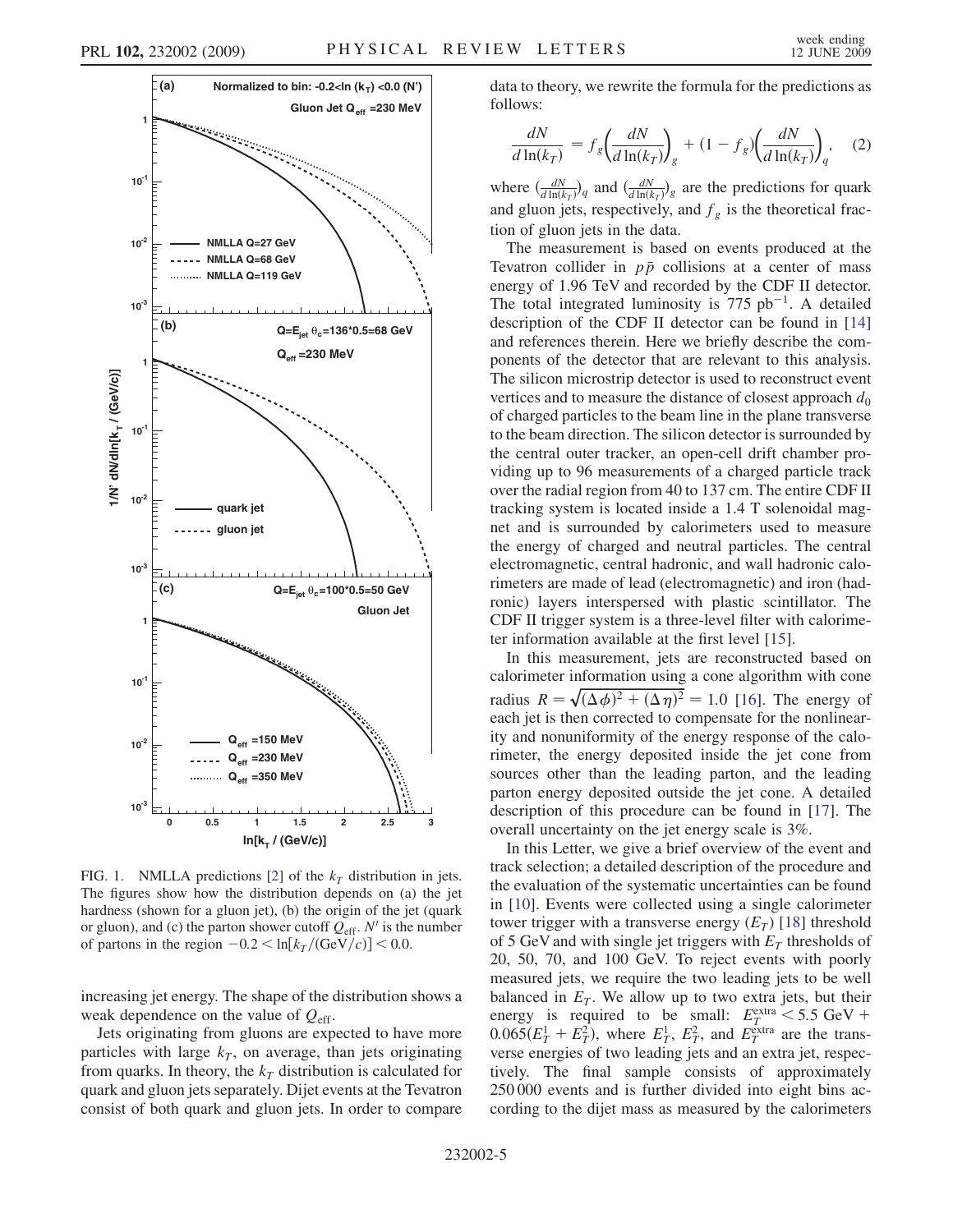FIG. 1. NMLLA predictions [2] of the $k_T$ distribution in jets. The figures show how the distribution depends on (a) the jet hardness (shown for a gluon jet), (b) the origin of the jet (quark or gluon), and (c) the parton shower cutoff $Q_{\rm eff}$. $N'$ is the number of partons in the region $-0.2 < \ln[k_T/({\rm GeV}/c)] < 0.0$.

increasing jet energy. The shape of the distribution shows a weak dependence on the value of $Q_{\rm eff}$.

Jets originating from gluons are expected to have more particles with large $k_T$, on average, than jets originating from quarks. In theory, the $k_T$ distribution is calculated for quark and gluon jets separately. Dijet events at the Tevatron consist of both quark and gluon jets. In order to compare data to theory, we rewrite the formula for the predictions as follows:

$$\frac{dN}{d\ln(k_T)} = f_g\left(\frac{dN}{d\ln(k_T)}\right)_g + (1 - f_g)\left(\frac{dN}{d\ln(k_T)}\right)_q, \quad (2)$$

where $(\frac{dN}{d\ln(k_T)})_q$ and $(\frac{dN}{d\ln(k_T)})_g$ are the predictions for quark and gluon jets, respectively, and $f_g$ is the theoretical fraction of gluon jets in the data.

The measurement is based on events produced at the Tevatron collider in $p\bar{p}$ collisions at a center of mass energy of 1.96 TeV and recorded by the CDF II detector. The total integrated luminosity is 775 $\rm pb^{-1}$. A detailed description of the CDF II detector can be found in [14] and references therein. Here we briefly describe the components of the detector that are relevant to this analysis. The silicon microstrip detector is used to reconstruct event vertices and to measure the distance of closest approach $d_0$ of charged particles to the beam line in the plane transverse to the beam direction. The silicon detector is surrounded by the central outer tracker, an open-cell drift chamber providing up to 96 measurements of a charged particle track over the radial region from 40 to 137 cm. The entire CDF II tracking system is located inside a 1.4 T solenoidal magnet and is surrounded by calorimeters used to measure the energy of charged and neutral particles. The central electromagnetic, central hadronic, and wall hadronic calorimeters are made of lead (electromagnetic) and iron (hadronic) layers interspersed with plastic scintillator. The CDF II trigger system is a three-level filter with calorimeter information available at the first level [15].

In this measurement, jets are reconstructed based on calorimeter information using a cone algorithm with cone radius $R = \sqrt{(\Delta\phi)^2 + (\Delta\eta)^2} = 1.0$ [16]. The energy of each jet is then corrected to compensate for the nonlinearity and nonuniformity of the energy response of the calorimeter, the energy deposited inside the jet cone from sources other than the leading parton, and the leading parton energy deposited outside the jet cone. A detailed description of this procedure can be found in [17]. The overall uncertainty on the jet energy scale is 3%.

In this Letter, we give a brief overview of the event and track selection; a detailed description of the procedure and the evaluation of the systematic uncertainties can be found in [10]. Events were collected using a single calorimeter tower trigger with a transverse energy ($E_T$) [18] threshold of 5 GeV and with single jet triggers with $E_T$ thresholds of 20, 50, 70, and 100 GeV. To reject events with poorly measured jets, we require the two leading jets to be well balanced in $E_T$. We allow up to two extra jets, but their energy is required to be small: $E_T^{\rm extra} < 5.5~{\rm GeV} + 0.065(E_T^1 + E_T^2)$, where $E_T^1$, $E_T^2$, and $E_T^{\rm extra}$ are the transverse energies of two leading jets and an extra jet, respectively. The final sample consists of approximately 250 000 events and is further divided into eight bins according to the dijet mass as measured by the calorimeters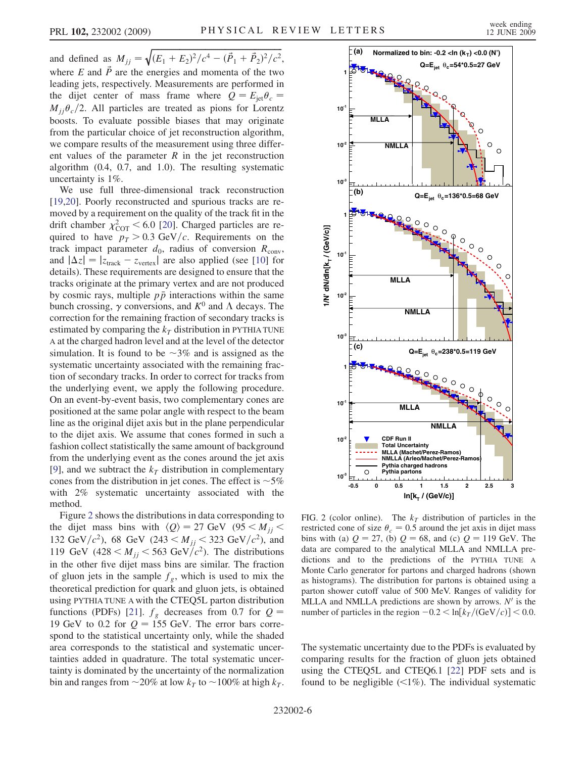and defined as $M_{jj} = \sqrt{(E_1 + E_2)^2/c^4 - (\vec{P}_1 + \vec{P}_2)^2/c^2}$, where $E$ and $\vec{P}$ are the energies and momenta of the two leading jets, respectively. Measurements are performed in the dijet center of mass frame where $Q = E_{\rm jet}\theta_c = M_{jj}\theta_c/2$. All particles are treated as pions for Lorentz boosts. To evaluate possible biases that may originate from the particular choice of jet reconstruction algorithm, we compare results of the measurement using three different values of the parameter $R$ in the jet reconstruction algorithm (0.4, 0.7, and 1.0). The resulting systematic uncertainty is 1%.

We use full three-dimensional track reconstruction [19,20]. Poorly reconstructed and spurious tracks are removed by a requirement on the quality of the track fit in the drift chamber $\chi^2_{\rm COT} < 6.0$ [20]. Charged particles are required to have $p_T > 0.3$ GeV/$c$. Requirements on the track impact parameter $d_0$, radius of conversion $R_{\rm conv}$, and $|\Delta z| = |z_{\rm track} - z_{\rm vertex}|$ are also applied (see [10] for details). These requirements are designed to ensure that the tracks originate at the primary vertex and are not produced by cosmic rays, multiple $p\bar{p}$ interactions within the same bunch crossing, $\gamma$ conversions, and $K^0$ and $\Lambda$ decays. The correction for the remaining fraction of secondary tracks is estimated by comparing the $k_T$ distribution in PYTHIA TUNE A at the charged hadron level and at the level of the detector simulation. It is found to be $\sim$3% and is assigned as the systematic uncertainty associated with the remaining fraction of secondary tracks. In order to correct for tracks from the underlying event, we apply the following procedure. On an event-by-event basis, two complementary cones are positioned at the same polar angle with respect to the beam line as the original dijet axis but in the plane perpendicular to the dijet axis. We assume that cones formed in such a fashion collect statistically the same amount of background from the underlying event as the cones around the jet axis [9], and we subtract the $k_T$ distribution in complementary cones from the distribution in jet cones. The effect is $\sim$5% with 2% systematic uncertainty associated with the method.

Figure 2 shows the distributions in data corresponding to the dijet mass bins with $\langle Q \rangle = 27$ GeV ($95 < M_{jj} < 132$ GeV/$c^2$), 68 GeV ($243 < M_{jj} < 323$ GeV/$c^2$), and 119 GeV ($428 < M_{jj} < 563$ GeV/$c^2$). The distributions in the other five dijet mass bins are similar. The fraction of gluon jets in the sample $f_g$, which is used to mix the theoretical prediction for quark and gluon jets, is obtained using PYTHIA TUNE A with the CTEQ5L parton distribution functions (PDFs) [21]. $f_g$ decreases from 0.7 for $Q = 19$ GeV to 0.2 for $Q = 155$ GeV. The error bars correspond to the statistical uncertainty only, while the shaded area corresponds to the statistical and systematic uncertainties added in quadrature. The total systematic uncertainty is dominated by the uncertainty of the normalization bin and ranges from $\sim$20% at low $k_T$ to $\sim$100% at high $k_T$.

FIG. 2 (color online). The $k_T$ distribution of particles in the restricted cone of size $\theta_c = 0.5$ around the jet axis in dijet mass bins with (a) $Q = 27$, (b) $Q = 68$, and (c) $Q = 119$ GeV. The data are compared to the analytical MLLA and NMLLA predictions and to the predictions of the PYTHIA TUNE A Monte Carlo generator for partons and charged hadrons (shown as histograms). The distribution for partons is obtained using a parton shower cutoff value of 500 MeV. Ranges of validity for MLLA and NMLLA predictions are shown by arrows. $N'$ is the number of particles in the region $-0.2 < \ln[k_T/({\rm GeV}/c)] < 0.0$.

The systematic uncertainty due to the PDFs is evaluated by comparing results for the fraction of gluon jets obtained using the CTEQ5L and CTEQ6.1 [22] PDF sets and is found to be negligible (<1%). The individual systematic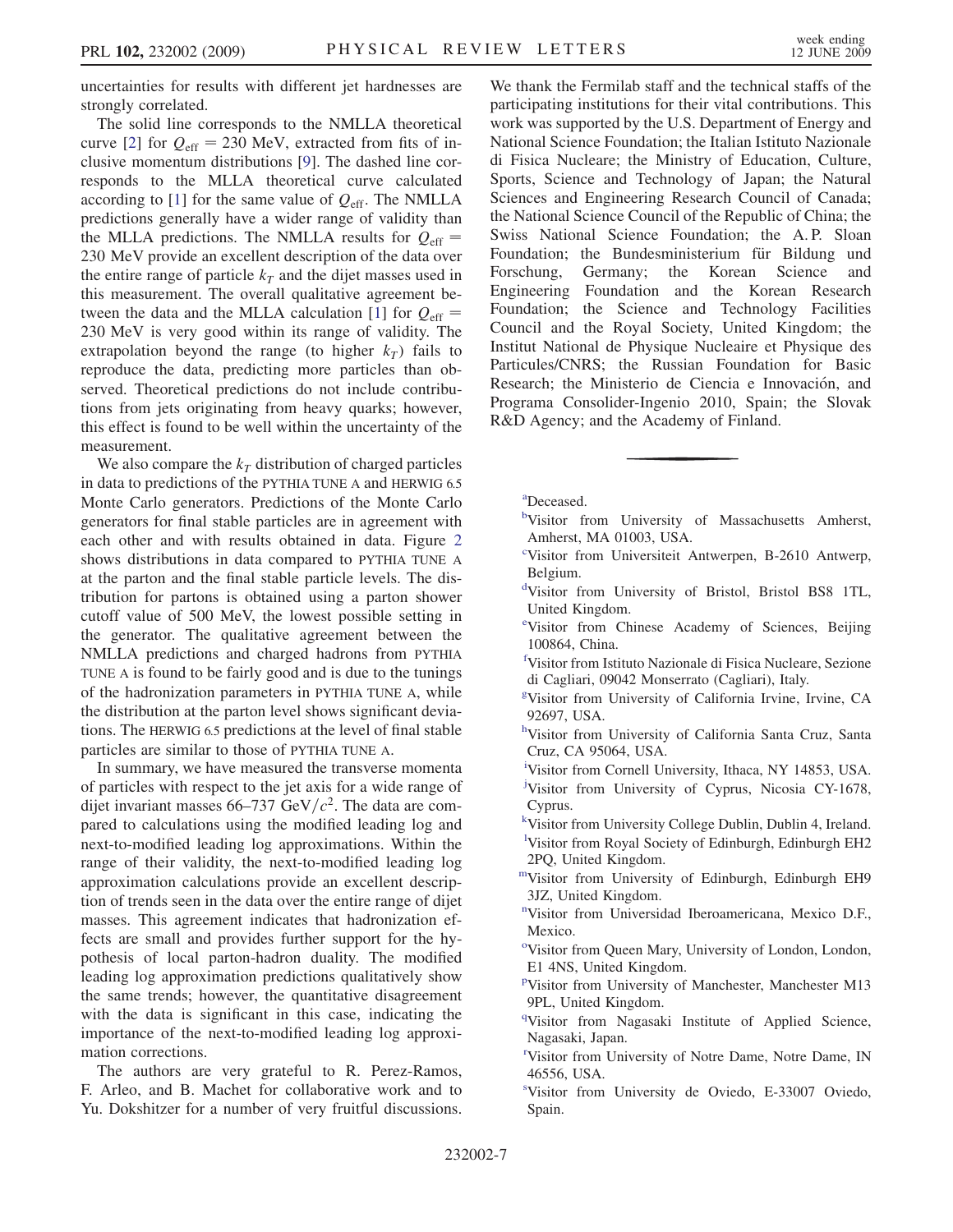uncertainties for results with different jet hardnesses are strongly correlated.

The solid line corresponds to the NMLLA theoretical curve [2] for $Q_{\rm eff} = 230$ MeV, extracted from fits of inclusive momentum distributions [9]. The dashed line corresponds to the MLLA theoretical curve calculated according to [1] for the same value of $Q_{\rm eff}$. The NMLLA predictions generally have a wider range of validity than the MLLA predictions. The NMLLA results for $Q_{\rm eff} = 230$ MeV provide an excellent description of the data over the entire range of particle $k_T$ and the dijet masses used in this measurement. The overall qualitative agreement between the data and the MLLA calculation [1] for $Q_{\rm eff} = 230$ MeV is very good within its range of validity. The extrapolation beyond the range (to higher $k_T$) fails to reproduce the data, predicting more particles than observed. Theoretical predictions do not include contributions from jets originating from heavy quarks; however, this effect is found to be well within the uncertainty of the measurement.

We also compare the $k_T$ distribution of charged particles in data to predictions of the PYTHIA TUNE A and HERWIG 6.5 Monte Carlo generators. Predictions of the Monte Carlo generators for final stable particles are in agreement with each other and with results obtained in data. Figure 2 shows distributions in data compared to PYTHIA TUNE A at the parton and the final stable particle levels. The distribution for partons is obtained using a parton shower cutoff value of 500 MeV, the lowest possible setting in the generator. The qualitative agreement between the NMLLA predictions and charged hadrons from PYTHIA TUNE A is found to be fairly good and is due to the tunings of the hadronization parameters in PYTHIA TUNE A, while the distribution at the parton level shows significant deviations. The HERWIG 6.5 predictions at the level of final stable particles are similar to those of PYTHIA TUNE A.

In summary, we have measured the transverse momenta of particles with respect to the jet axis for a wide range of dijet invariant masses 66–737 GeV$/c^2$. The data are compared to calculations using the modified leading log and next-to-modified leading log approximations. Within the range of their validity, the next-to-modified leading log approximation calculations provide an excellent description of trends seen in the data over the entire range of dijet masses. This agreement indicates that hadronization effects are small and provides further support for the hypothesis of local parton-hadron duality. The modified leading log approximation predictions qualitatively show the same trends; however, the quantitative disagreement with the data is significant in this case, indicating the importance of the next-to-modified leading log approximation corrections.

The authors are very grateful to R. Perez-Ramos, F. Arleo, and B. Machet for collaborative work and to Yu. Dokshitzer for a number of very fruitful discussions. We thank the Fermilab staff and the technical staffs of the participating institutions for their vital contributions. This work was supported by the U.S. Department of Energy and National Science Foundation; the Italian Istituto Nazionale di Fisica Nucleare; the Ministry of Education, Culture, Sports, Science and Technology of Japan; the Natural Sciences and Engineering Research Council of Canada; the National Science Council of the Republic of China; the Swiss National Science Foundation; the A. P. Sloan Foundation; the Bundesministerium für Bildung und Forschung, Germany; the Korean Science and Engineering Foundation and the Korean Research Foundation; the Science and Technology Facilities Council and the Royal Society, United Kingdom; the Institut National de Physique Nucleaire et Physique des Particules/CNRS; the Russian Foundation for Basic Research; the Ministerio de Ciencia e Innovación, and Programa Consolider-Ingenio 2010, Spain; the Slovak R&D Agency; and the Academy of Finland.

---

[a]Deceased.

[b]Visitor from University of Massachusetts Amherst, Amherst, MA 01003, USA.

[c]Visitor from Universiteit Antwerpen, B-2610 Antwerp, Belgium.

[d]Visitor from University of Bristol, Bristol BS8 1TL, United Kingdom.

[e]Visitor from Chinese Academy of Sciences, Beijing 100864, China.

[f]Visitor from Istituto Nazionale di Fisica Nucleare, Sezione di Cagliari, 09042 Monserrato (Cagliari), Italy.

[g]Visitor from University of California Irvine, Irvine, CA 92697, USA.

[h]Visitor from University of California Santa Cruz, Santa Cruz, CA 95064, USA.

[i]Visitor from Cornell University, Ithaca, NY 14853, USA.

[j]Visitor from University of Cyprus, Nicosia CY-1678, Cyprus.

[k]Visitor from University College Dublin, Dublin 4, Ireland.

[l]Visitor from Royal Society of Edinburgh, Edinburgh EH2 2PQ, United Kingdom.

[m]Visitor from University of Edinburgh, Edinburgh EH9 3JZ, United Kingdom.

[n]Visitor from Universidad Iberoamericana, Mexico D.F., Mexico.

[o]Visitor from Queen Mary, University of London, London, E1 4NS, United Kingdom.

[p]Visitor from University of Manchester, Manchester M13 9PL, United Kingdom.

[q]Visitor from Nagasaki Institute of Applied Science, Nagasaki, Japan.

[r]Visitor from University of Notre Dame, Notre Dame, IN 46556, USA.

[s]Visitor from University de Oviedo, E-33007 Oviedo, Spain.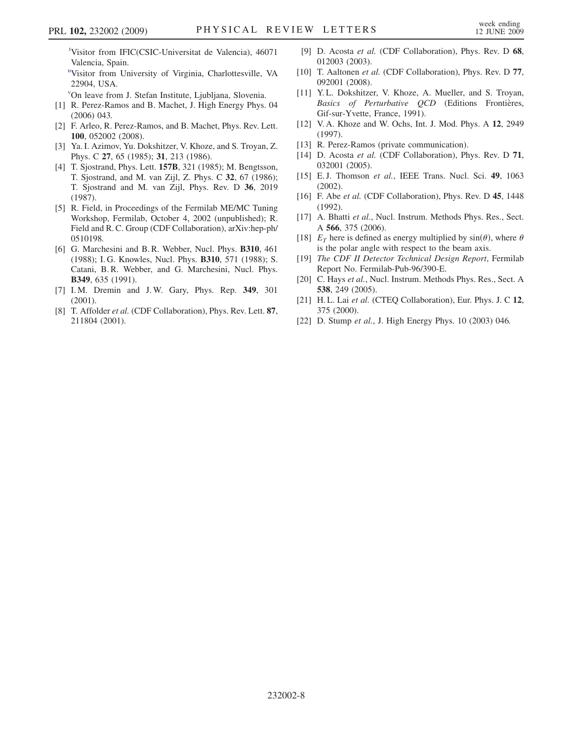[t]Visitor from IFIC(CSIC-Universitat de Valencia), 46071 Valencia, Spain.

[u]Visitor from University of Virginia, Charlottesville, VA 22904, USA.

[v]On leave from J. Stefan Institute, Ljubljana, Slovenia.

[1] R. Perez-Ramos and B. Machet, J. High Energy Phys. 04 (2006) 043.

[2] F. Arleo, R. Perez-Ramos, and B. Machet, Phys. Rev. Lett. **100**, 052002 (2008).

[3] Ya. I. Azimov, Yu. Dokshitzer, V. Khoze, and S. Troyan, Z. Phys. C **27**, 65 (1985); **31**, 213 (1986).

[4] T. Sjostrand, Phys. Lett. **157B**, 321 (1985); M. Bengtsson, T. Sjostrand, and M. van Zijl, Z. Phys. C **32**, 67 (1986); T. Sjostrand and M. van Zijl, Phys. Rev. D **36**, 2019 (1987).

[5] R. Field, in Proceedings of the Fermilab ME/MC Tuning Workshop, Fermilab, October 4, 2002 (unpublished); R. Field and R. C. Group (CDF Collaboration), arXiv:hep-ph/0510198.

[6] G. Marchesini and B. R. Webber, Nucl. Phys. **B310**, 461 (1988); I. G. Knowles, Nucl. Phys. **B310**, 571 (1988); S. Catani, B. R. Webber, and G. Marchesini, Nucl. Phys. **B349**, 635 (1991).

[7] I. M. Dremin and J. W. Gary, Phys. Rep. **349**, 301 (2001).

[8] T. Affolder *et al.* (CDF Collaboration), Phys. Rev. Lett. **87**, 211804 (2001).

[9] D. Acosta *et al.* (CDF Collaboration), Phys. Rev. D **68**, 012003 (2003).

[10] T. Aaltonen *et al.* (CDF Collaboration), Phys. Rev. D **77**, 092001 (2008).

[11] Y. L. Dokshitzer, V. Khoze, A. Mueller, and S. Troyan, *Basics of Perturbative QCD* (Editions Frontières, Gif-sur-Yvette, France, 1991).

[12] V. A. Khoze and W. Ochs, Int. J. Mod. Phys. A **12**, 2949 (1997).

[13] R. Perez-Ramos (private communication).

[14] D. Acosta *et al.* (CDF Collaboration), Phys. Rev. D **71**, 032001 (2005).

[15] E. J. Thomson *et al.*, IEEE Trans. Nucl. Sci. **49**, 1063 (2002).

[16] F. Abe *et al.* (CDF Collaboration), Phys. Rev. D **45**, 1448 (1992).

[17] A. Bhatti *et al.*, Nucl. Instrum. Methods Phys. Res., Sect. A **566**, 375 (2006).

[18] $E_T$ here is defined as energy multiplied by $\sin(\theta)$, where $\theta$ is the polar angle with respect to the beam axis.

[19] *The CDF II Detector Technical Design Report*, Fermilab Report No. Fermilab-Pub-96/390-E.

[20] C. Hays *et al.*, Nucl. Instrum. Methods Phys. Res., Sect. A **538**, 249 (2005).

[21] H. L. Lai *et al.* (CTEQ Collaboration), Eur. Phys. J. C **12**, 375 (2000).

[22] D. Stump *et al.*, J. High Energy Phys. 10 (2003) 046.